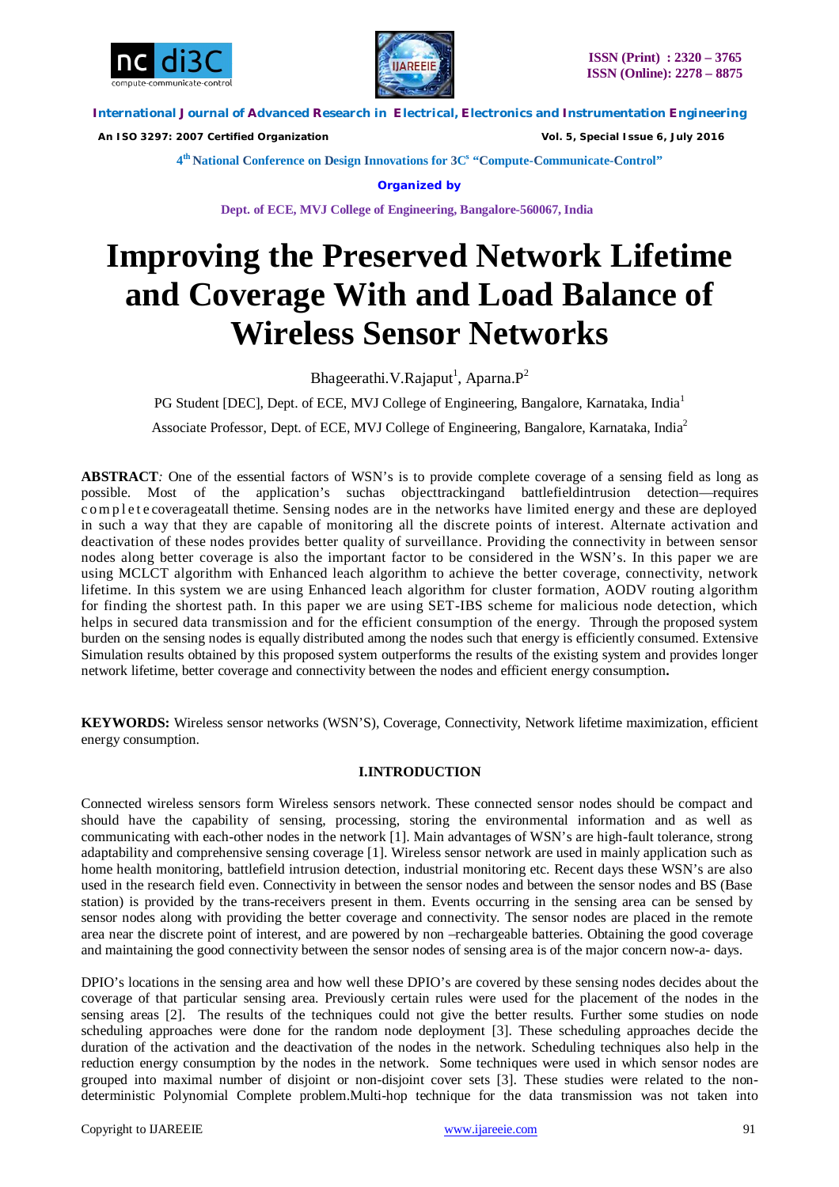# Improving the Preserved Network Lifetime and Coverage With and Load Balance of Wireless Sensor Networks

Bhageerathi.V.Rajaput[1], Aparna.P[2]

PG Student [DEC], Dept. of ECE, MVJ College of Engineering, Bangalore, Karnataka, India[1]

Associate Professor, Dept. of ECE, MVJ College of Engineering, Bangalore, Karnataka, India[2]

**ABSTRACT***:* One of the essential factors of WSN's is to provide complete coverage of a sensing field as long as possible. Most of the application's suchas objecttrackingand battlefieldintrusion detection—requires complete coverageatall thetime. Sensing nodes are in the networks have limited energy and these are deployed in such a way that they are capable of monitoring all the discrete points of interest. Alternate activation and deactivation of these nodes provides better quality of surveillance. Providing the connectivity in between sensor nodes along better coverage is also the important factor to be considered in the WSN's. In this paper we are using MCLCT algorithm with Enhanced leach algorithm to achieve the better coverage, connectivity, network lifetime. In this system we are using Enhanced leach algorithm for cluster formation, AODV routing algorithm for finding the shortest path. In this paper we are using SET-IBS scheme for malicious node detection, which helps in secured data transmission and for the efficient consumption of the energy. Through the proposed system burden on the sensing nodes is equally distributed among the nodes such that energy is efficiently consumed. Extensive Simulation results obtained by this proposed system outperforms the results of the existing system and provides longer network lifetime, better coverage and connectivity between the nodes and efficient energy consumption**.**

**KEYWORDS:** Wireless sensor networks (WSN'S), Coverage, Connectivity, Network lifetime maximization, efficient energy consumption.

## I.INTRODUCTION

Connected wireless sensors form Wireless sensors network. These connected sensor nodes should be compact and should have the capability of sensing, processing, storing the environmental information and as well as communicating with each-other nodes in the network [1]. Main advantages of WSN's are high-fault tolerance, strong adaptability and comprehensive sensing coverage [1]. Wireless sensor network are used in mainly application such as home health monitoring, battlefield intrusion detection, industrial monitoring etc. Recent days these WSN's are also used in the research field even. Connectivity in between the sensor nodes and between the sensor nodes and BS (Base station) is provided by the trans-receivers present in them. Events occurring in the sensing area can be sensed by sensor nodes along with providing the better coverage and connectivity. The sensor nodes are placed in the remote area near the discrete point of interest, and are powered by non –rechargeable batteries. Obtaining the good coverage and maintaining the good connectivity between the sensor nodes of sensing area is of the major concern now-a- days.

DPIO's locations in the sensing area and how well these DPIO's are covered by these sensing nodes decides about the coverage of that particular sensing area. Previously certain rules were used for the placement of the nodes in the sensing areas [2]. The results of the techniques could not give the better results. Further some studies on node scheduling approaches were done for the random node deployment [3]. These scheduling approaches decide the duration of the activation and the deactivation of the nodes in the network. Scheduling techniques also help in the reduction energy consumption by the nodes in the network. Some techniques were used in which sensor nodes are grouped into maximal number of disjoint or non-disjoint cover sets [3]. These studies were related to the non-deterministic Polynomial Complete problem.Multi-hop technique for the data transmission was not taken into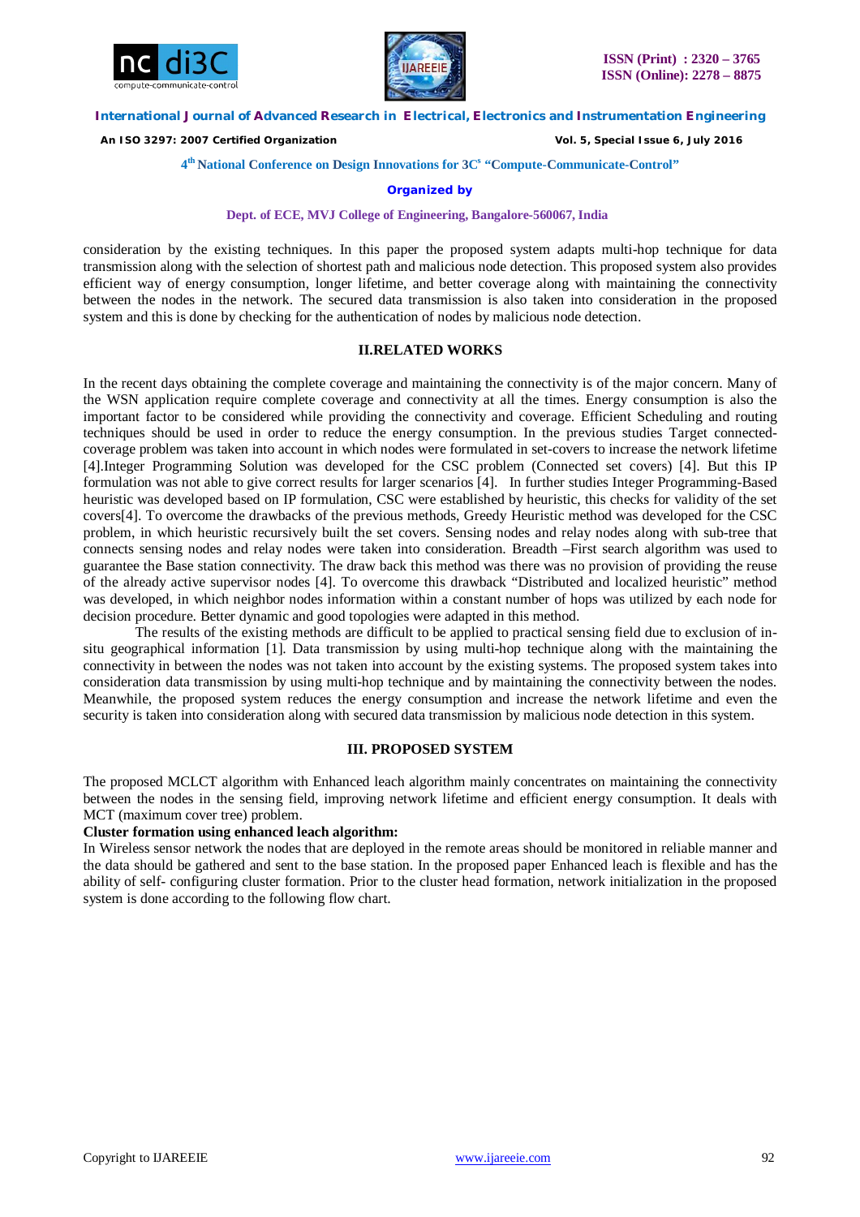consideration by the existing techniques. In this paper the proposed system adapts multi-hop technique for data transmission along with the selection of shortest path and malicious node detection. This proposed system also provides efficient way of energy consumption, longer lifetime, and better coverage along with maintaining the connectivity between the nodes in the network. The secured data transmission is also taken into consideration in the proposed system and this is done by checking for the authentication of nodes by malicious node detection.

## II.RELATED WORKS

In the recent days obtaining the complete coverage and maintaining the connectivity is of the major concern. Many of the WSN application require complete coverage and connectivity at all the times. Energy consumption is also the important factor to be considered while providing the connectivity and coverage. Efficient Scheduling and routing techniques should be used in order to reduce the energy consumption. In the previous studies Target connected-coverage problem was taken into account in which nodes were formulated in set-covers to increase the network lifetime [4].Integer Programming Solution was developed for the CSC problem (Connected set covers) [4]. But this IP formulation was not able to give correct results for larger scenarios [4]. In further studies Integer Programming-Based heuristic was developed based on IP formulation, CSC were established by heuristic, this checks for validity of the set covers[4]. To overcome the drawbacks of the previous methods, Greedy Heuristic method was developed for the CSC problem, in which heuristic recursively built the set covers. Sensing nodes and relay nodes along with sub-tree that connects sensing nodes and relay nodes were taken into consideration. Breadth –First search algorithm was used to guarantee the Base station connectivity. The draw back this method was there was no provision of providing the reuse of the already active supervisor nodes [4]. To overcome this drawback "Distributed and localized heuristic" method was developed, in which neighbor nodes information within a constant number of hops was utilized by each node for decision procedure. Better dynamic and good topologies were adapted in this method.

The results of the existing methods are difficult to be applied to practical sensing field due to exclusion of in-situ geographical information [1]. Data transmission by using multi-hop technique along with the maintaining the connectivity in between the nodes was not taken into account by the existing systems. The proposed system takes into consideration data transmission by using multi-hop technique and by maintaining the connectivity between the nodes. Meanwhile, the proposed system reduces the energy consumption and increase the network lifetime and even the security is taken into consideration along with secured data transmission by malicious node detection in this system.

## III. PROPOSED SYSTEM

The proposed MCLCT algorithm with Enhanced leach algorithm mainly concentrates on maintaining the connectivity between the nodes in the sensing field, improving network lifetime and efficient energy consumption. It deals with MCT (maximum cover tree) problem.

**Cluster formation using enhanced leach algorithm:**

In Wireless sensor network the nodes that are deployed in the remote areas should be monitored in reliable manner and the data should be gathered and sent to the base station. In the proposed paper Enhanced leach is flexible and has the ability of self- configuring cluster formation. Prior to the cluster head formation, network initialization in the proposed system is done according to the following flow chart.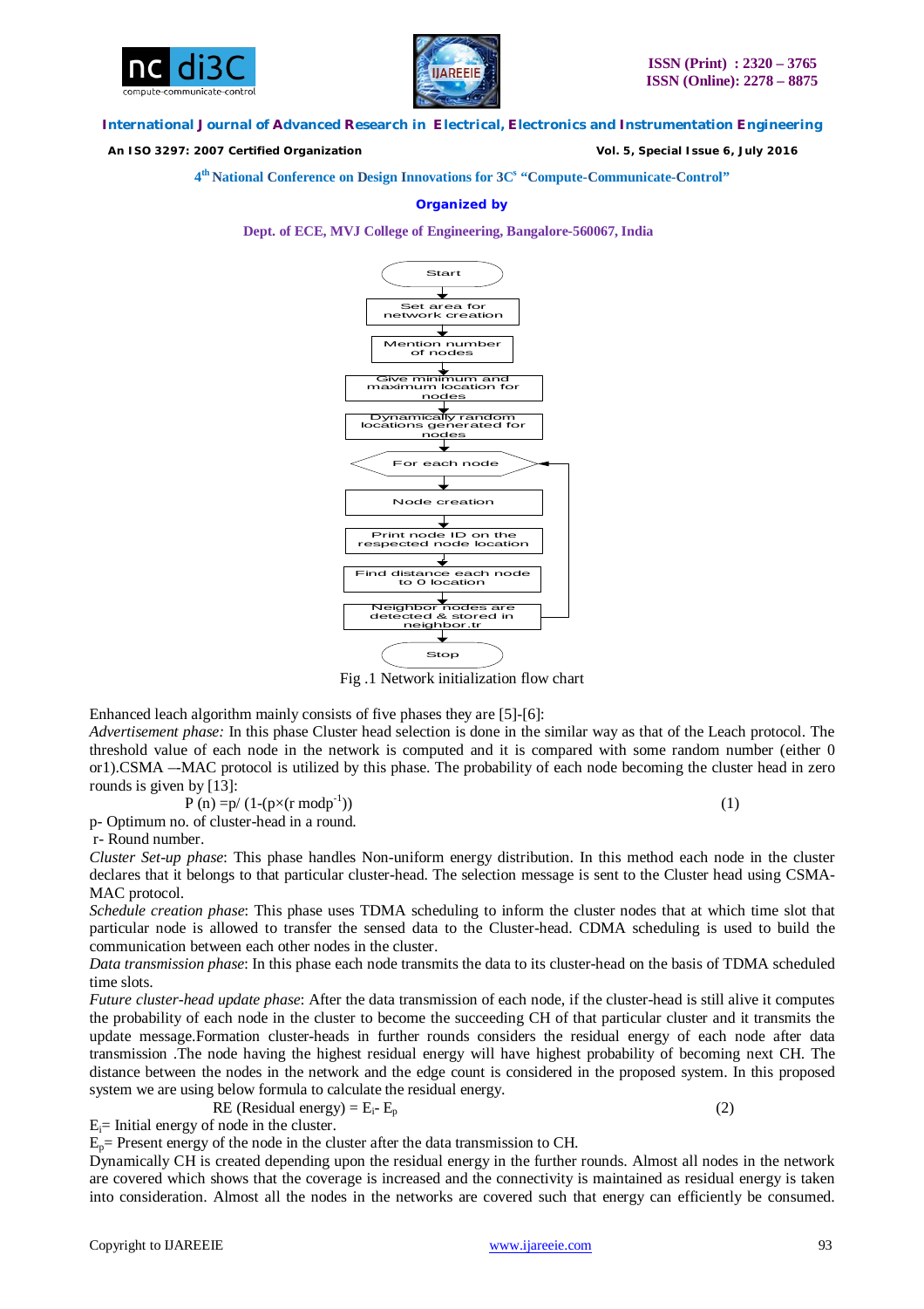Fig .1 Network initialization flow chart

Enhanced leach algorithm mainly consists of five phases they are [5]-[6]:

*Advertisement phase:* In this phase Cluster head selection is done in the similar way as that of the Leach protocol. The threshold value of each node in the network is computed and it is compared with some random number (either 0 or1).CSMA –-MAC protocol is utilized by this phase. The probability of each node becoming the cluster head in zero rounds is given by [13]:

$$P(n) = p / (1-(p\times(r \bmod p^{-1}))) \quad (1)$$

p- Optimum no. of cluster-head in a round.

r- Round number.

*Cluster Set-up phase*: This phase handles Non-uniform energy distribution. In this method each node in the cluster declares that it belongs to that particular cluster-head. The selection message is sent to the Cluster head using CSMA-MAC protocol.

*Schedule creation phase*: This phase uses TDMA scheduling to inform the cluster nodes that at which time slot that particular node is allowed to transfer the sensed data to the Cluster-head. CDMA scheduling is used to build the communication between each other nodes in the cluster.

*Data transmission phase*: In this phase each node transmits the data to its cluster-head on the basis of TDMA scheduled time slots.

*Future cluster-head update phase*: After the data transmission of each node, if the cluster-head is still alive it computes the probability of each node in the cluster to become the succeeding CH of that particular cluster and it transmits the update message.Formation cluster-heads in further rounds considers the residual energy of each node after data transmission .The node having the highest residual energy will have highest probability of becoming next CH. The distance between the nodes in the network and the edge count is considered in the proposed system. In this proposed system we are using below formula to calculate the residual energy.

$$\text{RE (Residual energy)} = E_i - E_p \quad (2)$$

$E_i$= Initial energy of node in the cluster.

$E_p$= Present energy of the node in the cluster after the data transmission to CH.

Dynamically CH is created depending upon the residual energy in the further rounds. Almost all nodes in the network are covered which shows that the coverage is increased and the connectivity is maintained as residual energy is taken into consideration. Almost all the nodes in the networks are covered such that energy can efficiently be consumed.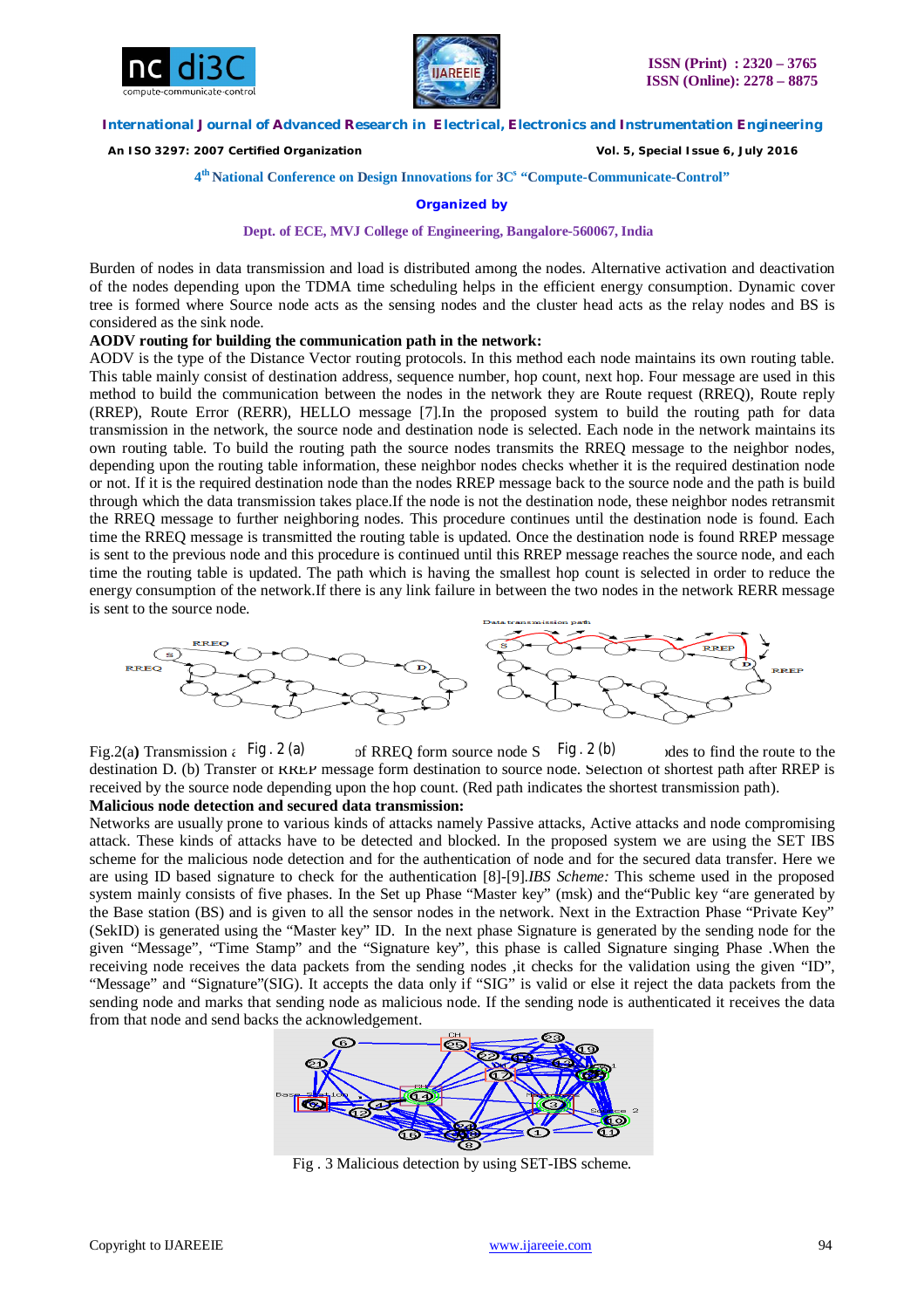Burden of nodes in data transmission and load is distributed among the nodes. Alternative activation and deactivation of the nodes depending upon the TDMA time scheduling helps in the efficient energy consumption. Dynamic cover tree is formed where Source node acts as the sensing nodes and the cluster head acts as the relay nodes and BS is considered as the sink node.

**AODV routing for building the communication path in the network:**

AODV is the type of the Distance Vector routing protocols. In this method each node maintains its own routing table. This table mainly consist of destination address, sequence number, hop count, next hop. Four message are used in this method to build the communication between the nodes in the network they are Route request (RREQ), Route reply (RREP), Route Error (RERR), HELLO message [7].In the proposed system to build the routing path for data transmission in the network, the source node and destination node is selected. Each node in the network maintains its own routing table. To build the routing path the source nodes transmits the RREQ message to the neighbor nodes, depending upon the routing table information, these neighbor nodes checks whether it is the required destination node or not. If it is the required destination node than the nodes RREP message back to the source node and the path is build through which the data transmission takes place.If the node is not the destination node, these neighbor nodes retransmit the RREQ message to further neighboring nodes. This procedure continues until the destination node is found. Each time the RREQ message is transmitted the routing table is updated. Once the destination node is found RREP message is sent to the previous node and this procedure is continued until this RREP message reaches the source node, and each time the routing table is updated. The path which is having the smallest hop count is selected in order to reduce the energy consumption of the network.If there is any link failure in between the two nodes in the network RERR message is sent to the source node.

Fig. 2 (a) Fig. 2 (b)

Fig.2(a) Transmission of RREQ form source node S to the nodes to find the route to the destination D. (b) Transfer of RREP message form destination to source node. Selection of shortest path after RREP is received by the source node depending upon the hop count. (Red path indicates the shortest transmission path).

**Malicious node detection and secured data transmission:**

Networks are usually prone to various kinds of attacks namely Passive attacks, Active attacks and node compromising attack. These kinds of attacks have to be detected and blocked. In the proposed system we are using the SET IBS scheme for the malicious node detection and for the authentication of node and for the secured data transfer. Here we are using ID based signature to check for the authentication [8]-[9].*IBS Scheme:* This scheme used in the proposed system mainly consists of five phases. In the Set up Phase “Master key” (msk) and the“Public key “are generated by the Base station (BS) and is given to all the sensor nodes in the network. Next in the Extraction Phase “Private Key” (SekID) is generated using the “Master key” ID. In the next phase Signature is generated by the sending node for the given “Message”, “Time Stamp” and the “Signature key”, this phase is called Signature singing Phase .When the receiving node receives the data packets from the sending nodes ,it checks for the validation using the given “ID”, “Message” and “Signature”(SIG). It accepts the data only if “SIG” is valid or else it reject the data packets from the sending node and marks that sending node as malicious node. If the sending node is authenticated it receives the data from that node and send backs the acknowledgement.

Fig . 3 Malicious detection by using SET-IBS scheme.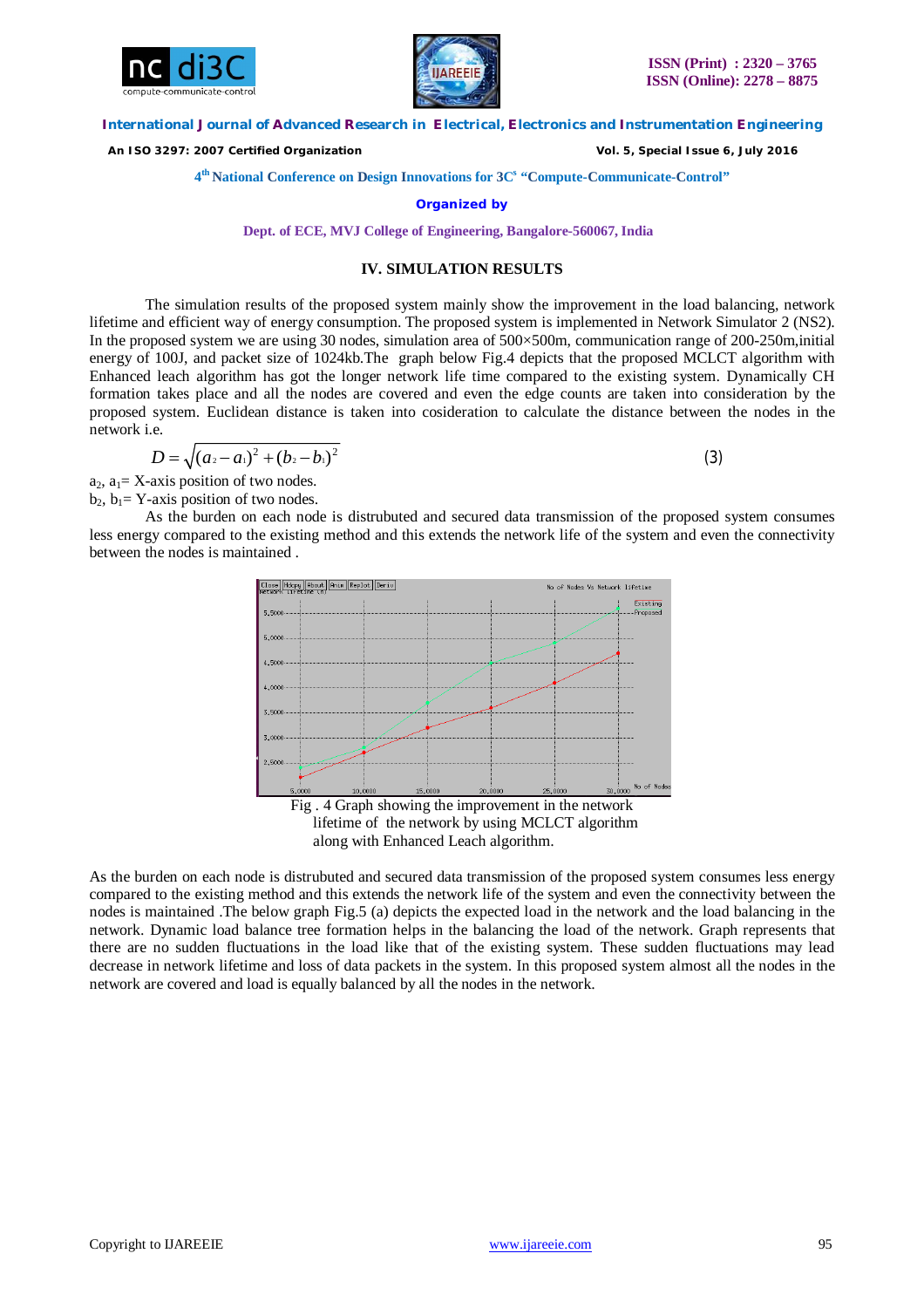## IV. SIMULATION RESULTS

The simulation results of the proposed system mainly show the improvement in the load balancing, network lifetime and efficient way of energy consumption. The proposed system is implemented in Network Simulator 2 (NS2). In the proposed system we are using 30 nodes, simulation area of 500×500m, communication range of 200-250m,initial energy of 100J, and packet size of 1024kb.The graph below Fig.4 depicts that the proposed MCLCT algorithm with Enhanced leach algorithm has got the longer network life time compared to the existing system. Dynamically CH formation takes place and all the nodes are covered and even the edge counts are taken into consideration by the proposed system. Euclidean distance is taken into cosideration to calculate the distance between the nodes in the network i.e.

$$D = \sqrt{(a_2 - a_1)^2 + (b_2 - b_1)^2} \quad (3)$$

$a_2$, $a_1$= X-axis position of two nodes.
$b_2$, $b_1$= Y-axis position of two nodes.

As the burden on each node is distrubuted and secured data transmission of the proposed system consumes less energy compared to the existing method and this extends the network life of the system and even the connectivity between the nodes is maintained .

Fig . 4 Graph showing the improvement in the network lifetime of the network by using MCLCT algorithm along with Enhanced Leach algorithm.

As the burden on each node is distrubuted and secured data transmission of the proposed system consumes less energy compared to the existing method and this extends the network life of the system and even the connectivity between the nodes is maintained .The below graph Fig.5 (a) depicts the expected load in the network and the load balancing in the network. Dynamic load balance tree formation helps in the balancing the load of the network. Graph represents that there are no sudden fluctuations in the load like that of the existing system. These sudden fluctuations may lead decrease in network lifetime and loss of data packets in the system. In this proposed system almost all the nodes in the network are covered and load is equally balanced by all the nodes in the network.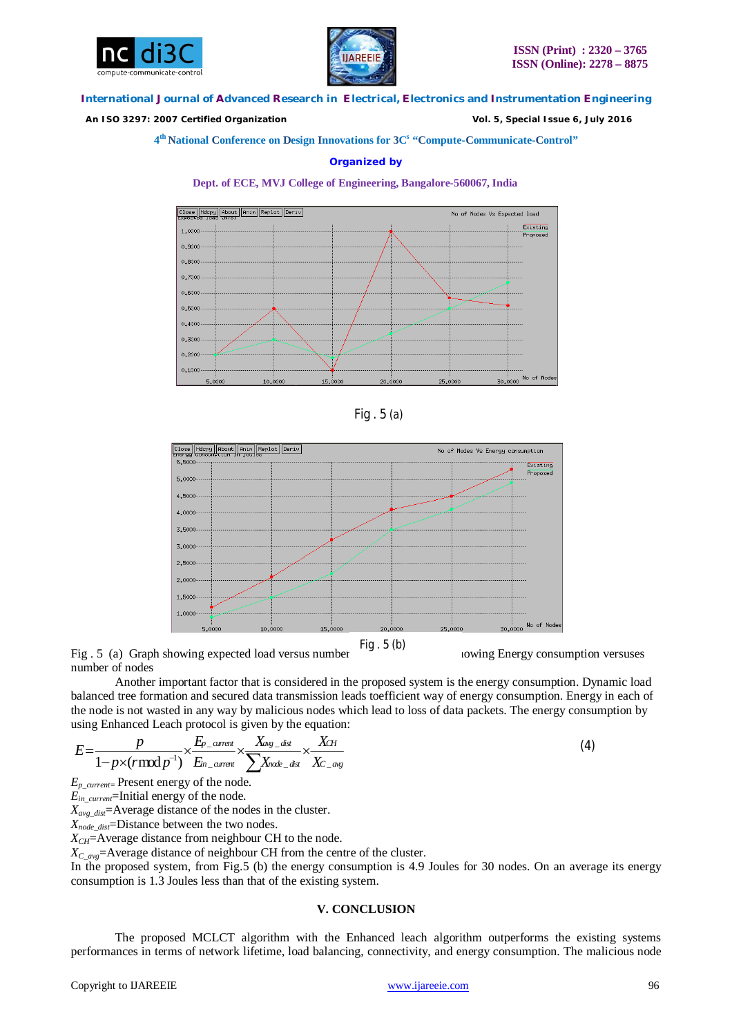Fig . 5 (a)

Fig . 5 (b)

Fig . 5 (a) Graph showing expected load versus number of nodes (b) Graph showing Energy consumption versuses number of nodes

Another important factor that is considered in the proposed system is the energy consumption. Dynamic load balanced tree formation and secured data transmission leads toefficient way of energy consumption. Energy in each of the node is not wasted in any way by malicious nodes which lead to loss of data packets. The energy consumption by using Enhanced Leach protocol is given by the equation:

$$E = \frac{p}{1 - p \times (r \bmod p^{-1})} \times \frac{E_{p\_current}}{E_{in\_current}} \times \frac{X_{avg\_dist}}{\sum X_{node\_dist}} \times \frac{X_{CH}}{X_{C\_avg}} \quad (4)$$

$E_{p\_current}$= Present energy of the node.  
$E_{in\_current}$=Initial energy of the node.  
$X_{avg\_dist}$=Average distance of the nodes in the cluster.  
$X_{node\_dist}$=Distance between the two nodes.  
$X_{CH}$=Average distance from neighbour CH to the node.  
$X_{C\_avg}$=Average distance of neighbour CH from the centre of the cluster.

In the proposed system, from Fig.5 (b) the energy consumption is 4.9 Joules for 30 nodes. On an average its energy consumption is 1.3 Joules less than that of the existing system.

## V. CONCLUSION

The proposed MCLCT algorithm with the Enhanced leach algorithm outperforms the existing systems performances in terms of network lifetime, load balancing, connectivity, and energy consumption. The malicious node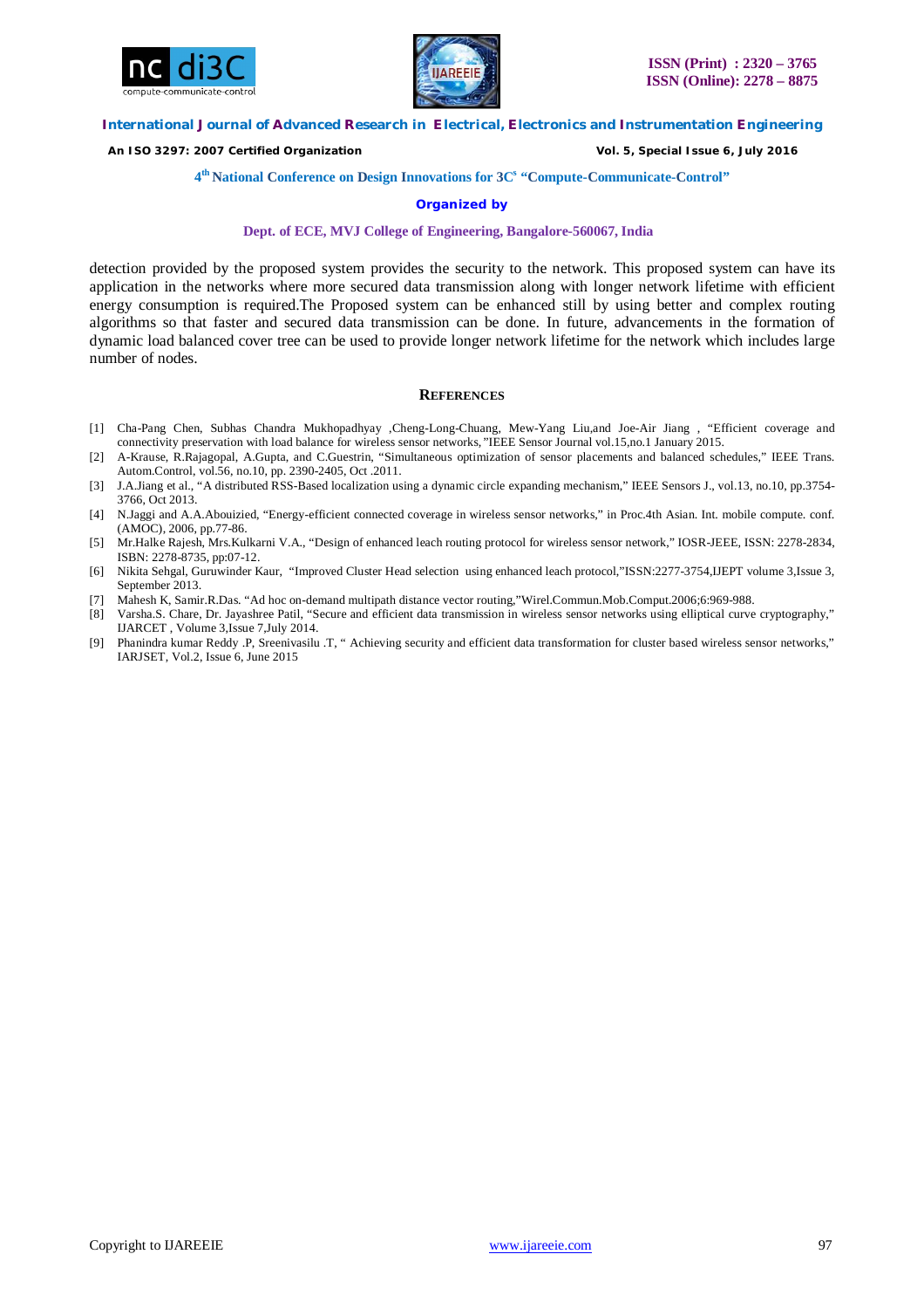detection provided by the proposed system provides the security to the network. This proposed system can have its application in the networks where more secured data transmission along with longer network lifetime with efficient energy consumption is required.The Proposed system can be enhanced still by using better and complex routing algorithms so that faster and secured data transmission can be done. In future, advancements in the formation of dynamic load balanced cover tree can be used to provide longer network lifetime for the network which includes large number of nodes.

## REFERENCES

[1] Cha-Pang Chen, Subhas Chandra Mukhopadhyay ,Cheng-Long-Chuang, Mew-Yang Liu,and Joe-Air Jiang , "Efficient coverage and connectivity preservation with load balance for wireless sensor networks,"IEEE Sensor Journal vol.15,no.1 January 2015.

[2] A-Krause, R.Rajagopal, A.Gupta, and C.Guestrin, "Simultaneous optimization of sensor placements and balanced schedules," IEEE Trans. Autom.Control, vol.56, no.10, pp. 2390-2405, Oct .2011.

[3] J.A.Jiang et al., "A distributed RSS-Based localization using a dynamic circle expanding mechanism," IEEE Sensors J., vol.13, no.10, pp.3754-3766, Oct 2013.

[4] N.Jaggi and A.A.Abouizied, "Energy-efficient connected coverage in wireless sensor networks," in Proc.4th Asian. Int. mobile compute. conf. (AMOC), 2006, pp.77-86.

[5] Mr.Halke Rajesh, Mrs.Kulkarni V.A., "Design of enhanced leach routing protocol for wireless sensor network," IOSR-JEEE, ISSN: 2278-2834, ISBN: 2278-8735, pp:07-12.

[6] Nikita Sehgal, Guruwinder Kaur, "Improved Cluster Head selection using enhanced leach protocol,"ISSN:2277-3754,IJEPT volume 3,Issue 3, September 2013.

[7] Mahesh K, Samir.R.Das. "Ad hoc on-demand multipath distance vector routing,"Wirel.Commun.Mob.Comput.2006;6:969-988.

[8] Varsha.S. Chare, Dr. Jayashree Patil, "Secure and efficient data transmission in wireless sensor networks using elliptical curve cryptography," IJARCET , Volume 3,Issue 7,July 2014.

[9] Phanindra kumar Reddy .P, Sreenivasilu .T, " Achieving security and efficient data transformation for cluster based wireless sensor networks," IARJSET, Vol.2, Issue 6, June 2015